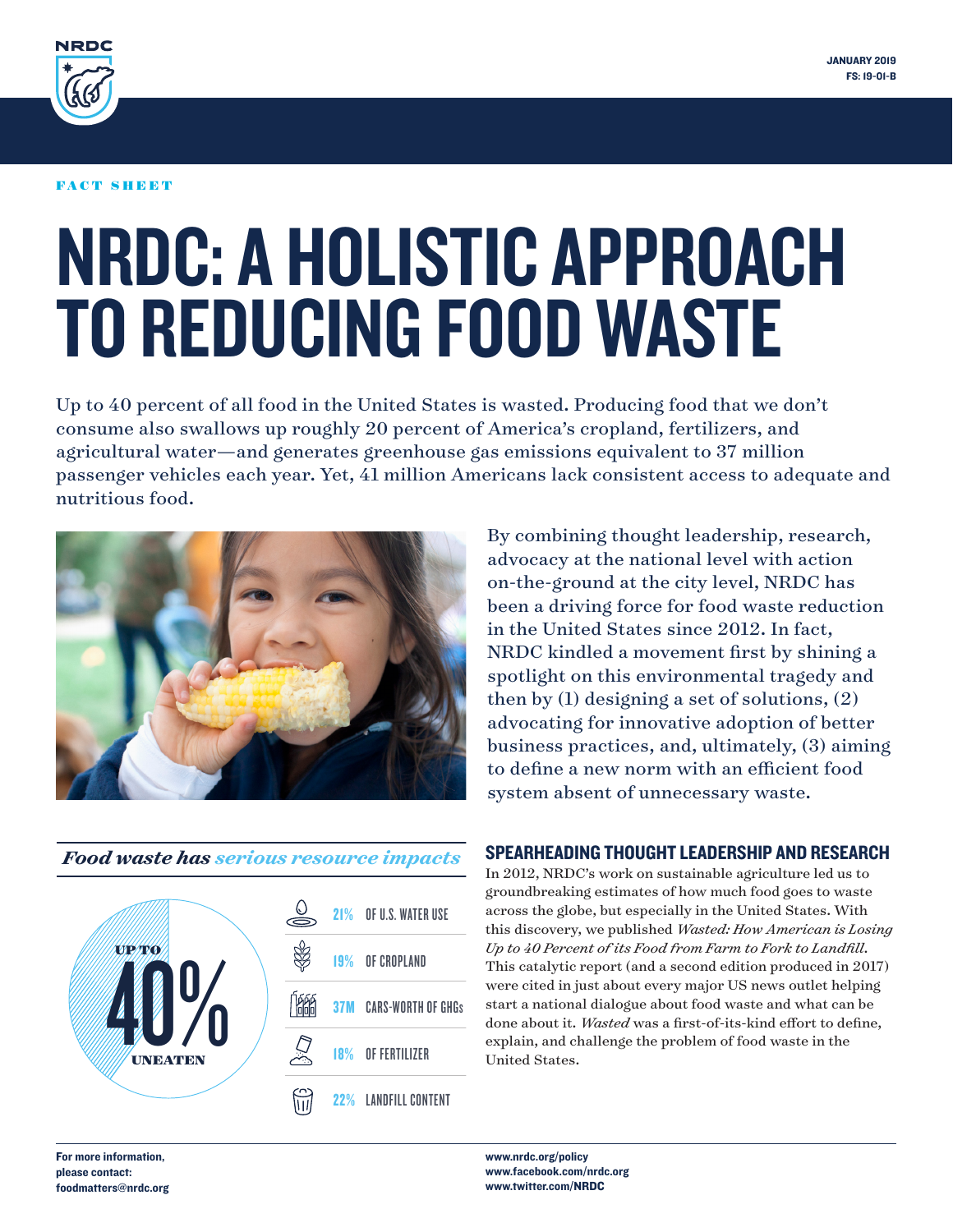JANUARY 2019
FS: 19-01-B

FACT SHEET

# NRDC: A HOLISTIC APPROACH TO REDUCING FOOD WASTE

Up to 40 percent of all food in the United States is wasted. Producing food that we don't consume also swallows up roughly 20 percent of America's cropland, fertilizers, and agricultural water—and generates greenhouse gas emissions equivalent to 37 million passenger vehicles each year. Yet, 41 million Americans lack consistent access to adequate and nutritious food.

By combining thought leadership, research, advocacy at the national level with action on-the-ground at the city level, NRDC has been a driving force for food waste reduction in the United States since 2012. In fact, NRDC kindled a movement first by shining a spotlight on this environmental tragedy and then by (1) designing a set of solutions, (2) advocating for innovative adoption of better business practices, and, ultimately, (3) aiming to define a new norm with an efficient food system absent of unnecessary waste.

*Food waste has serious resource impacts*

UP TO **40%** UNEATEN

- 21% OF U.S. WATER USE
- 19% OF CROPLAND
- 37M CARS-WORTH OF GHGs
- 18% OF FERTILIZER
- 22% LANDFILL CONTENT

## SPEARHEADING THOUGHT LEADERSHIP AND RESEARCH

In 2012, NRDC's work on sustainable agriculture led us to groundbreaking estimates of how much food goes to waste across the globe, but especially in the United States. With this discovery, we published *Wasted: How American is Losing Up to 40 Percent of its Food from Farm to Fork to Landfill*. This catalytic report (and a second edition produced in 2017) were cited in just about every major US news outlet helping start a national dialogue about food waste and what can be done about it. *Wasted* was a first-of-its-kind effort to define, explain, and challenge the problem of food waste in the United States.

**For more information, please contact:**
**foodmatters@nrdc.org**

**www.nrdc.org/policy**
**www.facebook.com/nrdc.org**
**www.twitter.com/NRDC**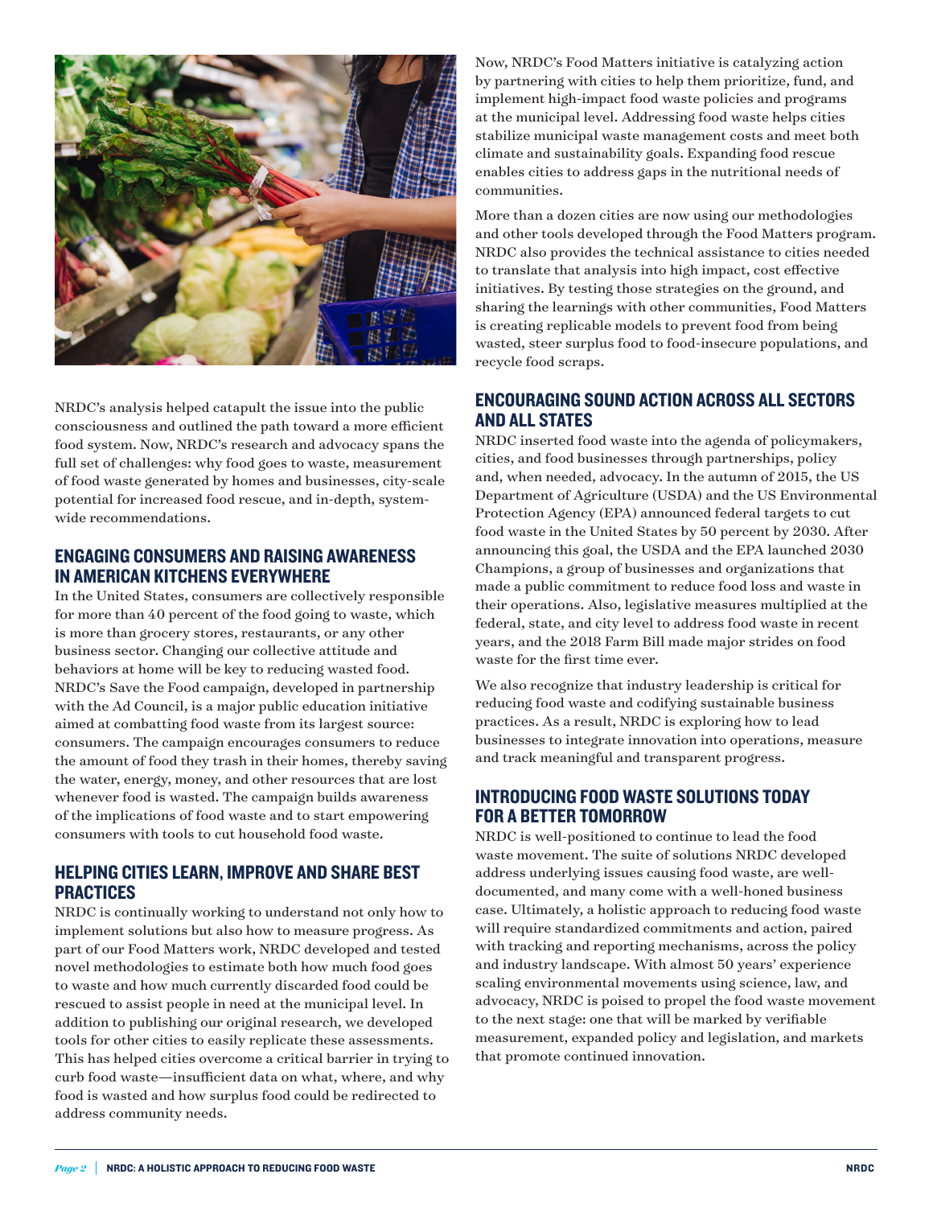NRDC's analysis helped catapult the issue into the public consciousness and outlined the path toward a more efficient food system. Now, NRDC's research and advocacy spans the full set of challenges: why food goes to waste, measurement of food waste generated by homes and businesses, city-scale potential for increased food rescue, and in-depth, system-wide recommendations.

## ENGAGING CONSUMERS AND RAISING AWARENESS IN AMERICAN KITCHENS EVERYWHERE

In the United States, consumers are collectively responsible for more than 40 percent of the food going to waste, which is more than grocery stores, restaurants, or any other business sector. Changing our collective attitude and behaviors at home will be key to reducing wasted food. NRDC's Save the Food campaign, developed in partnership with the Ad Council, is a major public education initiative aimed at combatting food waste from its largest source: consumers. The campaign encourages consumers to reduce the amount of food they trash in their homes, thereby saving the water, energy, money, and other resources that are lost whenever food is wasted. The campaign builds awareness of the implications of food waste and to start empowering consumers with tools to cut household food waste.

## HELPING CITIES LEARN, IMPROVE AND SHARE BEST PRACTICES

NRDC is continually working to understand not only how to implement solutions but also how to measure progress. As part of our Food Matters work, NRDC developed and tested novel methodologies to estimate both how much food goes to waste and how much currently discarded food could be rescued to assist people in need at the municipal level. In addition to publishing our original research, we developed tools for other cities to easily replicate these assessments. This has helped cities overcome a critical barrier in trying to curb food waste—insufficient data on what, where, and why food is wasted and how surplus food could be redirected to address community needs.

Now, NRDC's Food Matters initiative is catalyzing action by partnering with cities to help them prioritize, fund, and implement high-impact food waste policies and programs at the municipal level. Addressing food waste helps cities stabilize municipal waste management costs and meet both climate and sustainability goals. Expanding food rescue enables cities to address gaps in the nutritional needs of communities.

More than a dozen cities are now using our methodologies and other tools developed through the Food Matters program. NRDC also provides the technical assistance to cities needed to translate that analysis into high impact, cost effective initiatives. By testing those strategies on the ground, and sharing the learnings with other communities, Food Matters is creating replicable models to prevent food from being wasted, steer surplus food to food-insecure populations, and recycle food scraps.

## ENCOURAGING SOUND ACTION ACROSS ALL SECTORS AND ALL STATES

NRDC inserted food waste into the agenda of policymakers, cities, and food businesses through partnerships, policy and, when needed, advocacy. In the autumn of 2015, the US Department of Agriculture (USDA) and the US Environmental Protection Agency (EPA) announced federal targets to cut food waste in the United States by 50 percent by 2030. After announcing this goal, the USDA and the EPA launched 2030 Champions, a group of businesses and organizations that made a public commitment to reduce food loss and waste in their operations. Also, legislative measures multiplied at the federal, state, and city level to address food waste in recent years, and the 2018 Farm Bill made major strides on food waste for the first time ever.

We also recognize that industry leadership is critical for reducing food waste and codifying sustainable business practices. As a result, NRDC is exploring how to lead businesses to integrate innovation into operations, measure and track meaningful and transparent progress.

## INTRODUCING FOOD WASTE SOLUTIONS TODAY FOR A BETTER TOMORROW

NRDC is well-positioned to continue to lead the food waste movement. The suite of solutions NRDC developed address underlying issues causing food waste, are well-documented, and many come with a well-honed business case. Ultimately, a holistic approach to reducing food waste will require standardized commitments and action, paired with tracking and reporting mechanisms, across the policy and industry landscape. With almost 50 years' experience scaling environmental movements using science, law, and advocacy, NRDC is poised to propel the food waste movement to the next stage: one that will be marked by verifiable measurement, expanded policy and legislation, and markets that promote continued innovation.